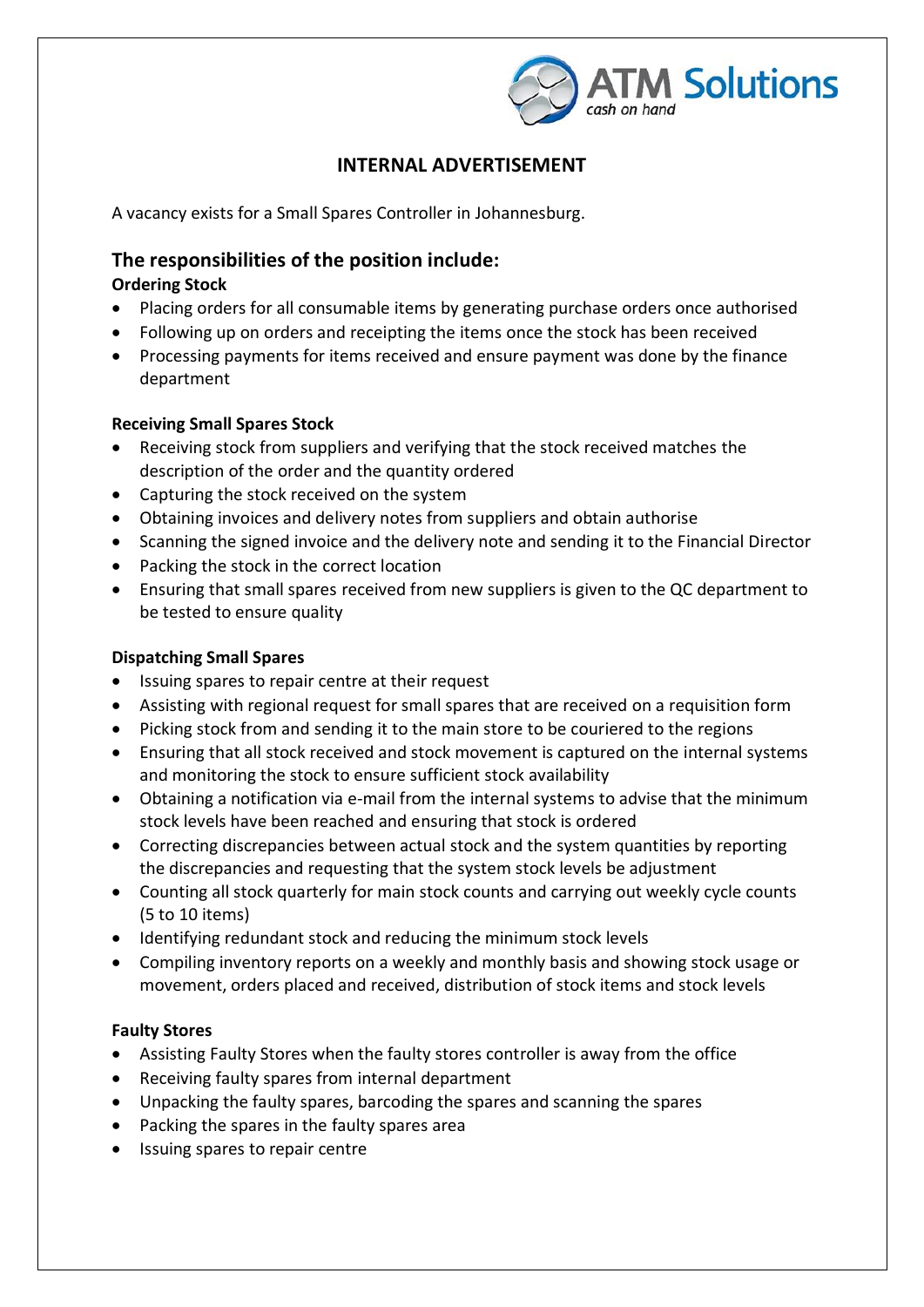ATM Solutions
*cash on hand*

# INTERNAL ADVERTISEMENT

A vacancy exists for a Small Spares Controller in Johannesburg.

## The responsibilities of the position include:

**Ordering Stock**

- Placing orders for all consumable items by generating purchase orders once authorised
- Following up on orders and receipting the items once the stock has been received
- Processing payments for items received and ensure payment was done by the finance department

**Receiving Small Spares Stock**

- Receiving stock from suppliers and verifying that the stock received matches the description of the order and the quantity ordered
- Capturing the stock received on the system
- Obtaining invoices and delivery notes from suppliers and obtain authorise
- Scanning the signed invoice and the delivery note and sending it to the Financial Director
- Packing the stock in the correct location
- Ensuring that small spares received from new suppliers is given to the QC department to be tested to ensure quality

**Dispatching Small Spares**

- Issuing spares to repair centre at their request
- Assisting with regional request for small spares that are received on a requisition form
- Picking stock from and sending it to the main store to be couriered to the regions
- Ensuring that all stock received and stock movement is captured on the internal systems and monitoring the stock to ensure sufficient stock availability
- Obtaining a notification via e-mail from the internal systems to advise that the minimum stock levels have been reached and ensuring that stock is ordered
- Correcting discrepancies between actual stock and the system quantities by reporting the discrepancies and requesting that the system stock levels be adjustment
- Counting all stock quarterly for main stock counts and carrying out weekly cycle counts (5 to 10 items)
- Identifying redundant stock and reducing the minimum stock levels
- Compiling inventory reports on a weekly and monthly basis and showing stock usage or movement, orders placed and received, distribution of stock items and stock levels

**Faulty Stores**

- Assisting Faulty Stores when the faulty stores controller is away from the office
- Receiving faulty spares from internal department
- Unpacking the faulty spares, barcoding the spares and scanning the spares
- Packing the spares in the faulty spares area
- Issuing spares to repair centre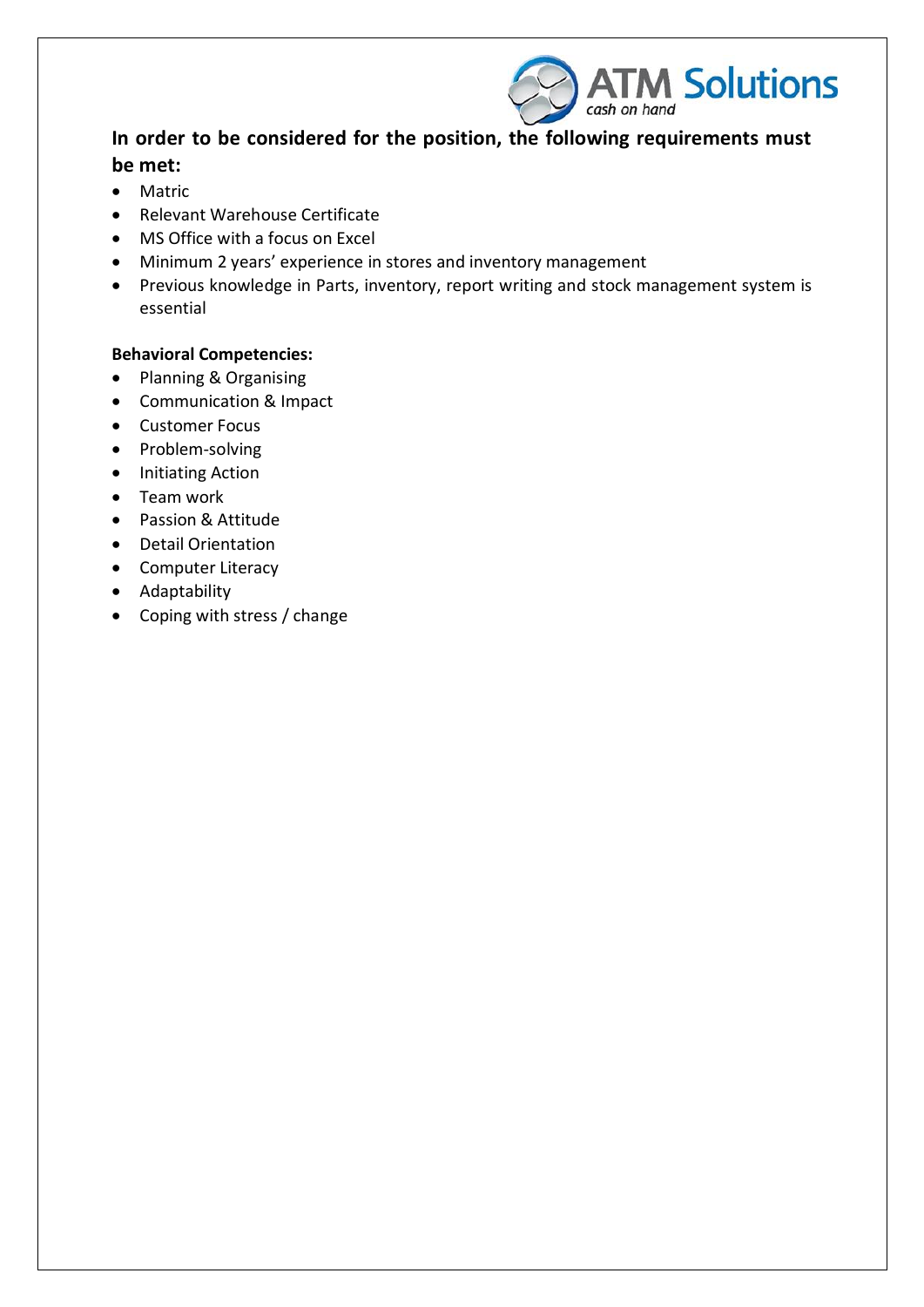**In order to be considered for the position, the following requirements must be met:**

- Matric
- Relevant Warehouse Certificate
- MS Office with a focus on Excel
- Minimum 2 years' experience in stores and inventory management
- Previous knowledge in Parts, inventory, report writing and stock management system is essential

**Behavioral Competencies:**

- Planning & Organising
- Communication & Impact
- Customer Focus
- Problem-solving
- Initiating Action
- Team work
- Passion & Attitude
- Detail Orientation
- Computer Literacy
- Adaptability
- Coping with stress / change